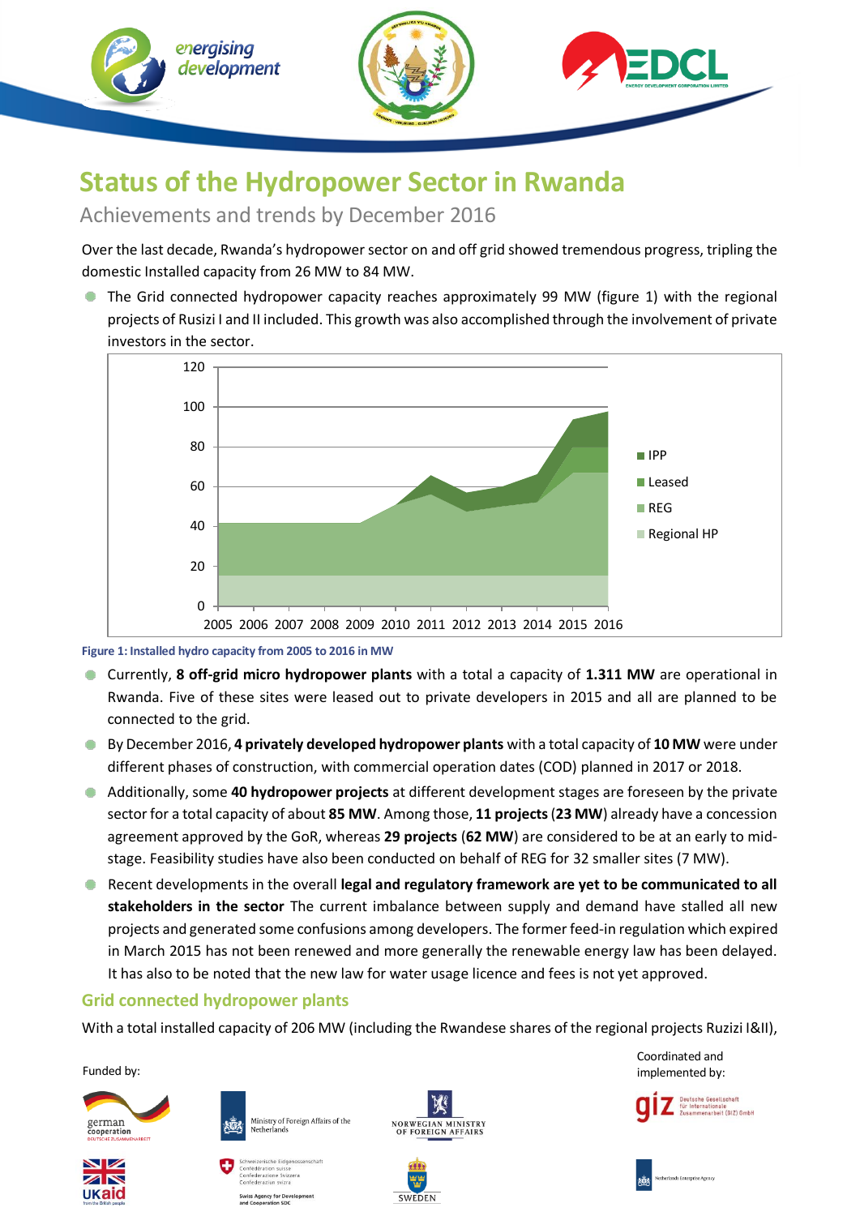# Status of the Hydropower Sector in Rwanda

## Achievements and trends by December 2016

Over the last decade, Rwanda's hydropower sector on and off grid showed tremendous progress, tripling the domestic Installed capacity from 26 MW to 84 MW.

- The Grid connected hydropower capacity reaches approximately 99 MW (figure 1) with the regional projects of Rusizi I and II included. This growth was also accomplished through the involvement of private investors in the sector.

Figure 1: Installed hydro capacity from 2005 to 2016 in MW

- Currently, **8 off-grid micro hydropower plants** with a total a capacity of **1.311 MW** are operational in Rwanda. Five of these sites were leased out to private developers in 2015 and all are planned to be connected to the grid.
- By December 2016, **4 privately developed hydropower plants** with a total capacity of **10 MW** were under different phases of construction, with commercial operation dates (COD) planned in 2017 or 2018.
- Additionally, some **40 hydropower projects** at different development stages are foreseen by the private sector for a total capacity of about **85 MW**. Among those, **11 projects** (**23 MW**) already have a concession agreement approved by the GoR, whereas **29 projects** (**62 MW**) are considered to be at an early to mid-stage. Feasibility studies have also been conducted on behalf of REG for 32 smaller sites (7 MW).
- Recent developments in the overall **legal and regulatory framework are yet to be communicated to all stakeholders in the sector** The current imbalance between supply and demand have stalled all new projects and generated some confusions among developers. The former feed-in regulation which expired in March 2015 has not been renewed and more generally the renewable energy law has been delayed. It has also to be noted that the new law for water usage licence and fees is not yet approved.

## Grid connected hydropower plants

With a total installed capacity of 206 MW (including the Rwandese shares of the regional projects Ruzizi I&II),

Funded by:

Coordinated and implemented by: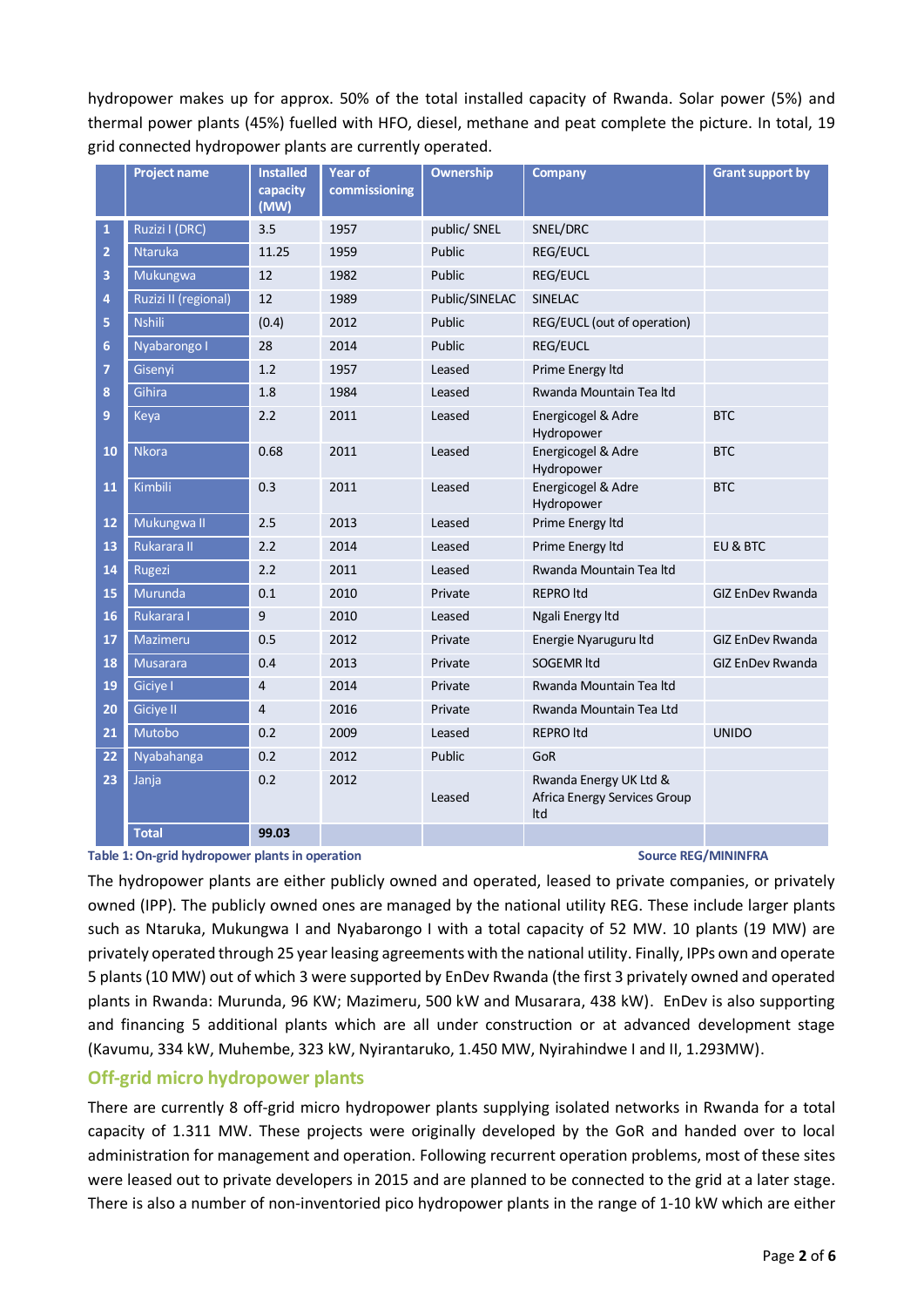hydropower makes up for approx. 50% of the total installed capacity of Rwanda. Solar power (5%) and thermal power plants (45%) fuelled with HFO, diesel, methane and peat complete the picture. In total, 19 grid connected hydropower plants are currently operated.

| | Project name | Installed capacity (MW) | Year of commissioning | Ownership | Company | Grant support by |
|---|---|---|---|---|---|---|
| 1 | Ruzizi I (DRC) | 3.5 | 1957 | public/ SNEL | SNEL/DRC | |
| 2 | Ntaruka | 11.25 | 1959 | Public | REG/EUCL | |
| 3 | Mukungwa | 12 | 1982 | Public | REG/EUCL | |
| 4 | Ruzizi II (regional) | 12 | 1989 | Public/SINELAC | SINELAC | |
| 5 | Nshili | (0.4) | 2012 | Public | REG/EUCL (out of operation) | |
| 6 | Nyabarongo I | 28 | 2014 | Public | REG/EUCL | |
| 7 | Gisenyi | 1.2 | 1957 | Leased | Prime Energy ltd | |
| 8 | Gihira | 1.8 | 1984 | Leased | Rwanda Mountain Tea ltd | |
| 9 | Keya | 2.2 | 2011 | Leased | Energicogel & Adre Hydropower | BTC |
| 10 | Nkora | 0.68 | 2011 | Leased | Energicogel & Adre Hydropower | BTC |
| 11 | Kimbili | 0.3 | 2011 | Leased | Energicogel & Adre Hydropower | BTC |
| 12 | Mukungwa II | 2.5 | 2013 | Leased | Prime Energy ltd | |
| 13 | Rukarara II | 2.2 | 2014 | Leased | Prime Energy ltd | EU & BTC |
| 14 | Rugezi | 2.2 | 2011 | Leased | Rwanda Mountain Tea ltd | |
| 15 | Murunda | 0.1 | 2010 | Private | REPRO ltd | GIZ EnDev Rwanda |
| 16 | Rukarara I | 9 | 2010 | Leased | Ngali Energy ltd | |
| 17 | Mazimeru | 0.5 | 2012 | Private | Energie Nyaruguru ltd | GIZ EnDev Rwanda |
| 18 | Musarara | 0.4 | 2013 | Private | SOGEMR ltd | GIZ EnDev Rwanda |
| 19 | Giciye I | 4 | 2014 | Private | Rwanda Mountain Tea ltd | |
| 20 | Giciye II | 4 | 2016 | Private | Rwanda Mountain Tea Ltd | |
| 21 | Mutobo | 0.2 | 2009 | Leased | REPRO ltd | UNIDO |
| 22 | Nyabahanga | 0.2 | 2012 | Public | GoR | |
| 23 | Janja | 0.2 | 2012 | Leased | Rwanda Energy UK Ltd & Africa Energy Services Group ltd | |
| | **Total** | **99.03** | | | | |

**Table 1: On-grid hydropower plants in operation** **Source REG/MININFRA**

The hydropower plants are either publicly owned and operated, leased to private companies, or privately owned (IPP). The publicly owned ones are managed by the national utility REG. These include larger plants such as Ntaruka, Mukungwa I and Nyabarongo I with a total capacity of 52 MW. 10 plants (19 MW) are privately operated through 25 year leasing agreements with the national utility. Finally, IPPs own and operate 5 plants (10 MW) out of which 3 were supported by EnDev Rwanda (the first 3 privately owned and operated plants in Rwanda: Murunda, 96 KW; Mazimeru, 500 kW and Musarara, 438 kW). EnDev is also supporting and financing 5 additional plants which are all under construction or at advanced development stage (Kavumu, 334 kW, Muhembe, 323 kW, Nyirantaruko, 1.450 MW, Nyirahindwe I and II, 1.293MW).

## Off-grid micro hydropower plants

There are currently 8 off-grid micro hydropower plants supplying isolated networks in Rwanda for a total capacity of 1.311 MW. These projects were originally developed by the GoR and handed over to local administration for management and operation. Following recurrent operation problems, most of these sites were leased out to private developers in 2015 and are planned to be connected to the grid at a later stage. There is also a number of non-inventoried pico hydropower plants in the range of 1-10 kW which are either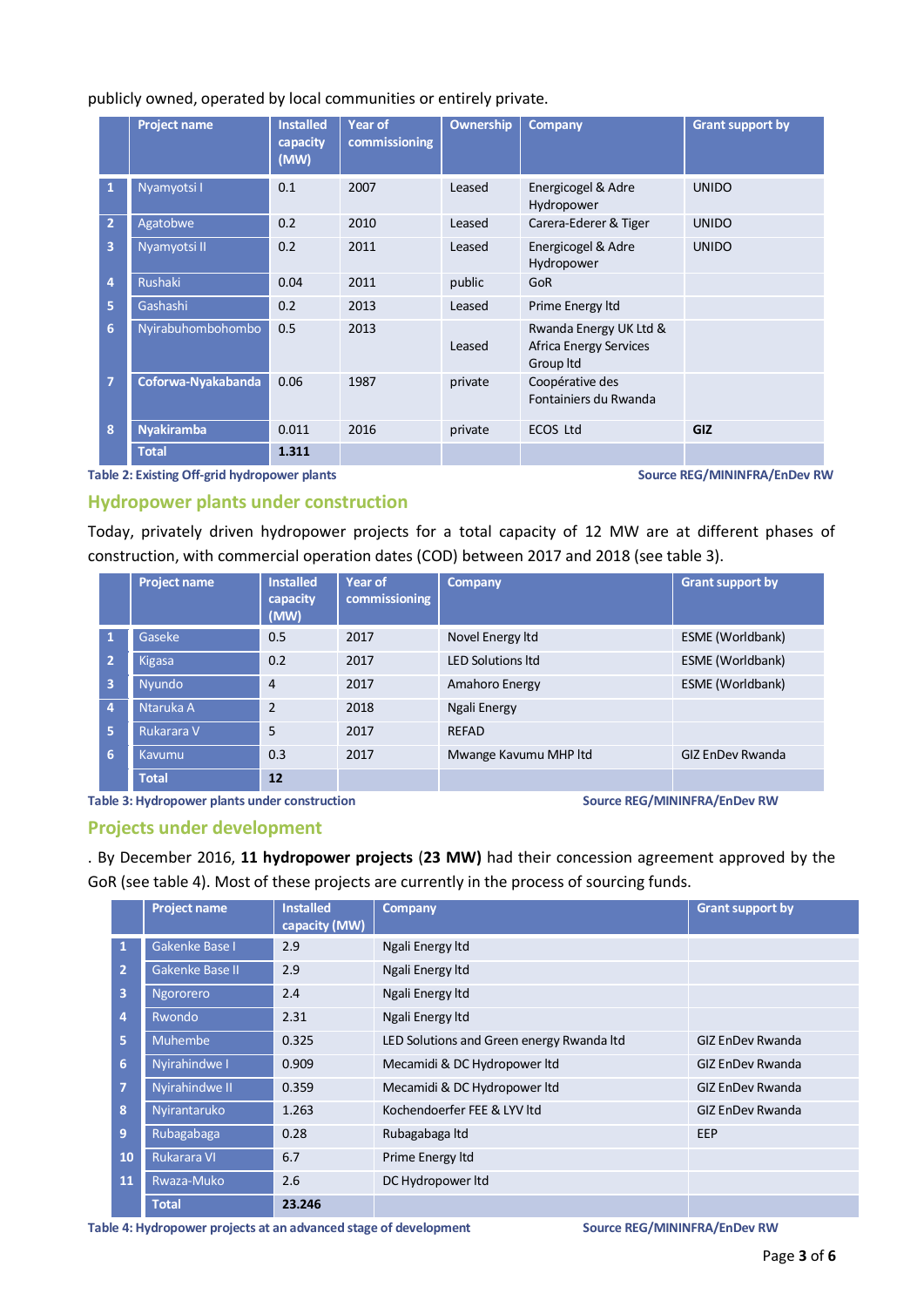publicly owned, operated by local communities or entirely private.

| | Project name | Installed capacity (MW) | Year of commissioning | Ownership | Company | Grant support by |
|---|---|---|---|---|---|---|
| 1 | Nyamyotsi I | 0.1 | 2007 | Leased | Energicogel & Adre Hydropower | UNIDO |
| 2 | Agatobwe | 0.2 | 2010 | Leased | Carera-Ederer & Tiger | UNIDO |
| 3 | Nyamyotsi II | 0.2 | 2011 | Leased | Energicogel & Adre Hydropower | UNIDO |
| 4 | Rushaki | 0.04 | 2011 | public | GoR | |
| 5 | Gashashi | 0.2 | 2013 | Leased | Prime Energy ltd | |
| 6 | Nyirabuhombohombo | 0.5 | 2013 | Leased | Rwanda Energy UK Ltd & Africa Energy Services Group ltd | |
| 7 | **Coforwa-Nyakabanda** | 0.06 | 1987 | private | Coopérative des Fontainiers du Rwanda | |
| 8 | **Nyakiramba** | 0.011 | 2016 | private | ECOS Ltd | **GIZ** |
| | **Total** | **1.311** | | | | |

**Table 2: Existing Off-grid hydropower plants** **Source REG/MININFRA/EnDev RW**

## Hydropower plants under construction

Today, privately driven hydropower projects for a total capacity of 12 MW are at different phases of construction, with commercial operation dates (COD) between 2017 and 2018 (see table 3).

| | Project name | Installed capacity (MW) | Year of commissioning | Company | Grant support by |
|---|---|---|---|---|---|
| 1 | Gaseke | 0.5 | 2017 | Novel Energy ltd | ESME (Worldbank) |
| 2 | Kigasa | 0.2 | 2017 | LED Solutions ltd | ESME (Worldbank) |
| 3 | Nyundo | 4 | 2017 | Amahoro Energy | ESME (Worldbank) |
| 4 | Ntaruka A | 2 | 2018 | Ngali Energy | |
| 5 | Rukarara V | 5 | 2017 | REFAD | |
| 6 | Kavumu | 0.3 | 2017 | Mwange Kavumu MHP ltd | GIZ EnDev Rwanda |
| | **Total** | **12** | | | |

**Table 3: Hydropower plants under construction** **Source REG/MININFRA/EnDev RW**

## Projects under development

. By December 2016, **11 hydropower projects** (**23 MW)** had their concession agreement approved by the GoR (see table 4). Most of these projects are currently in the process of sourcing funds.

| | Project name | Installed capacity (MW) | Company | Grant support by |
|---|---|---|---|---|
| 1 | Gakenke Base I | 2.9 | Ngali Energy ltd | |
| 2 | Gakenke Base II | 2.9 | Ngali Energy ltd | |
| 3 | Ngororero | 2.4 | Ngali Energy ltd | |
| 4 | Rwondo | 2.31 | Ngali Energy ltd | |
| 5 | Muhembe | 0.325 | LED Solutions and Green energy Rwanda ltd | GIZ EnDev Rwanda |
| 6 | Nyirahindwe I | 0.909 | Mecamidi & DC Hydropower ltd | GIZ EnDev Rwanda |
| 7 | Nyirahindwe II | 0.359 | Mecamidi & DC Hydropower ltd | GIZ EnDev Rwanda |
| 8 | Nyirantaruko | 1.263 | Kochendoerfer FEE & LYV ltd | GIZ EnDev Rwanda |
| 9 | Rubagabaga | 0.28 | Rubagabaga ltd | EEP |
| 10 | Rukarara VI | 6.7 | Prime Energy ltd | |
| 11 | Rwaza-Muko | 2.6 | DC Hydropower ltd | |
| | **Total** | **23.246** | | |

**Table 4: Hydropower projects at an advanced stage of development** **Source REG/MININFRA/EnDev RW**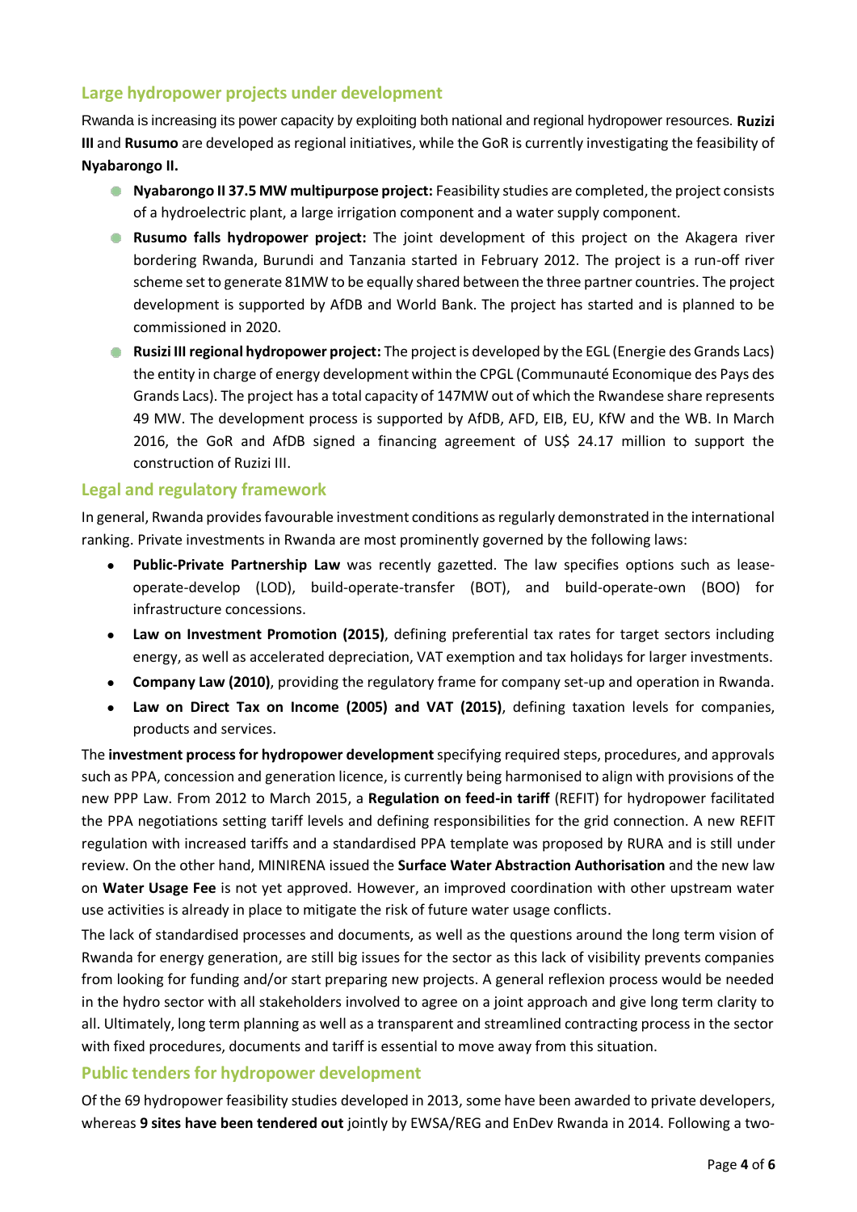## Large hydropower projects under development

Rwanda is increasing its power capacity by exploiting both national and regional hydropower resources. **Ruzizi III** and **Rusumo** are developed as regional initiatives, while the GoR is currently investigating the feasibility of **Nyabarongo II.**

- **Nyabarongo II 37.5 MW multipurpose project:** Feasibility studies are completed, the project consists of a hydroelectric plant, a large irrigation component and a water supply component.
- **Rusumo falls hydropower project:** The joint development of this project on the Akagera river bordering Rwanda, Burundi and Tanzania started in February 2012. The project is a run-off river scheme set to generate 81MW to be equally shared between the three partner countries. The project development is supported by AfDB and World Bank. The project has started and is planned to be commissioned in 2020.
- **Rusizi III regional hydropower project:** The project is developed by the EGL (Energie des Grands Lacs) the entity in charge of energy development within the CPGL (Communauté Economique des Pays des Grands Lacs). The project has a total capacity of 147MW out of which the Rwandese share represents 49 MW. The development process is supported by AfDB, AFD, EIB, EU, KfW and the WB. In March 2016, the GoR and AfDB signed a financing agreement of US$ 24.17 million to support the construction of Ruzizi III.

## Legal and regulatory framework

In general, Rwanda provides favourable investment conditions as regularly demonstrated in the international ranking. Private investments in Rwanda are most prominently governed by the following laws:

- **Public-Private Partnership Law** was recently gazetted. The law specifies options such as lease-operate-develop (LOD), build-operate-transfer (BOT), and build-operate-own (BOO) for infrastructure concessions.
- **Law on Investment Promotion (2015)**, defining preferential tax rates for target sectors including energy, as well as accelerated depreciation, VAT exemption and tax holidays for larger investments.
- **Company Law (2010)**, providing the regulatory frame for company set-up and operation in Rwanda.
- **Law on Direct Tax on Income (2005) and VAT (2015)**, defining taxation levels for companies, products and services.

The **investment process for hydropower development** specifying required steps, procedures, and approvals such as PPA, concession and generation licence, is currently being harmonised to align with provisions of the new PPP Law. From 2012 to March 2015, a **Regulation on feed-in tariff** (REFIT) for hydropower facilitated the PPA negotiations setting tariff levels and defining responsibilities for the grid connection. A new REFIT regulation with increased tariffs and a standardised PPA template was proposed by RURA and is still under review. On the other hand, MINIRENA issued the **Surface Water Abstraction Authorisation** and the new law on **Water Usage Fee** is not yet approved. However, an improved coordination with other upstream water use activities is already in place to mitigate the risk of future water usage conflicts.

The lack of standardised processes and documents, as well as the questions around the long term vision of Rwanda for energy generation, are still big issues for the sector as this lack of visibility prevents companies from looking for funding and/or start preparing new projects. A general reflexion process would be needed in the hydro sector with all stakeholders involved to agree on a joint approach and give long term clarity to all. Ultimately, long term planning as well as a transparent and streamlined contracting process in the sector with fixed procedures, documents and tariff is essential to move away from this situation.

## Public tenders for hydropower development

Of the 69 hydropower feasibility studies developed in 2013, some have been awarded to private developers, whereas **9 sites have been tendered out** jointly by EWSA/REG and EnDev Rwanda in 2014. Following a two-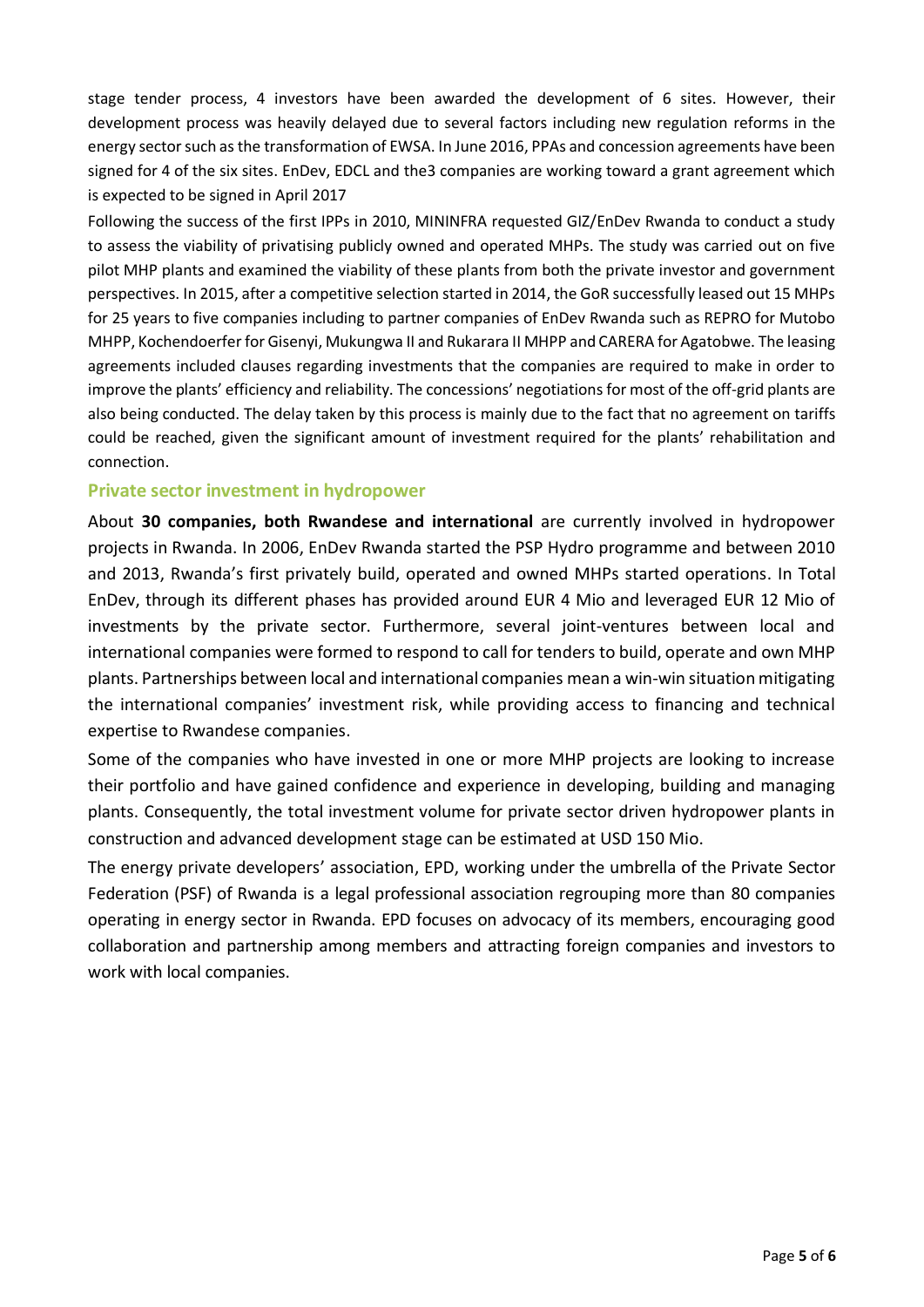stage tender process, 4 investors have been awarded the development of 6 sites. However, their development process was heavily delayed due to several factors including new regulation reforms in the energy sector such as the transformation of EWSA. In June 2016, PPAs and concession agreements have been signed for 4 of the six sites. EnDev, EDCL and the3 companies are working toward a grant agreement which is expected to be signed in April 2017

Following the success of the first IPPs in 2010, MININFRA requested GIZ/EnDev Rwanda to conduct a study to assess the viability of privatising publicly owned and operated MHPs. The study was carried out on five pilot MHP plants and examined the viability of these plants from both the private investor and government perspectives. In 2015, after a competitive selection started in 2014, the GoR successfully leased out 15 MHPs for 25 years to five companies including to partner companies of EnDev Rwanda such as REPRO for Mutobo MHPP, Kochendoerfer for Gisenyi, Mukungwa II and Rukarara II MHPP and CARERA for Agatobwe. The leasing agreements included clauses regarding investments that the companies are required to make in order to improve the plants' efficiency and reliability. The concessions' negotiations for most of the off-grid plants are also being conducted. The delay taken by this process is mainly due to the fact that no agreement on tariffs could be reached, given the significant amount of investment required for the plants' rehabilitation and connection.

## Private sector investment in hydropower

About **30 companies, both Rwandese and international** are currently involved in hydropower projects in Rwanda. In 2006, EnDev Rwanda started the PSP Hydro programme and between 2010 and 2013, Rwanda's first privately build, operated and owned MHPs started operations. In Total EnDev, through its different phases has provided around EUR 4 Mio and leveraged EUR 12 Mio of investments by the private sector. Furthermore, several joint-ventures between local and international companies were formed to respond to call for tenders to build, operate and own MHP plants. Partnerships between local and international companies mean a win-win situation mitigating the international companies' investment risk, while providing access to financing and technical expertise to Rwandese companies.

Some of the companies who have invested in one or more MHP projects are looking to increase their portfolio and have gained confidence and experience in developing, building and managing plants. Consequently, the total investment volume for private sector driven hydropower plants in construction and advanced development stage can be estimated at USD 150 Mio.

The energy private developers' association, EPD, working under the umbrella of the Private Sector Federation (PSF) of Rwanda is a legal professional association regrouping more than 80 companies operating in energy sector in Rwanda. EPD focuses on advocacy of its members, encouraging good collaboration and partnership among members and attracting foreign companies and investors to work with local companies.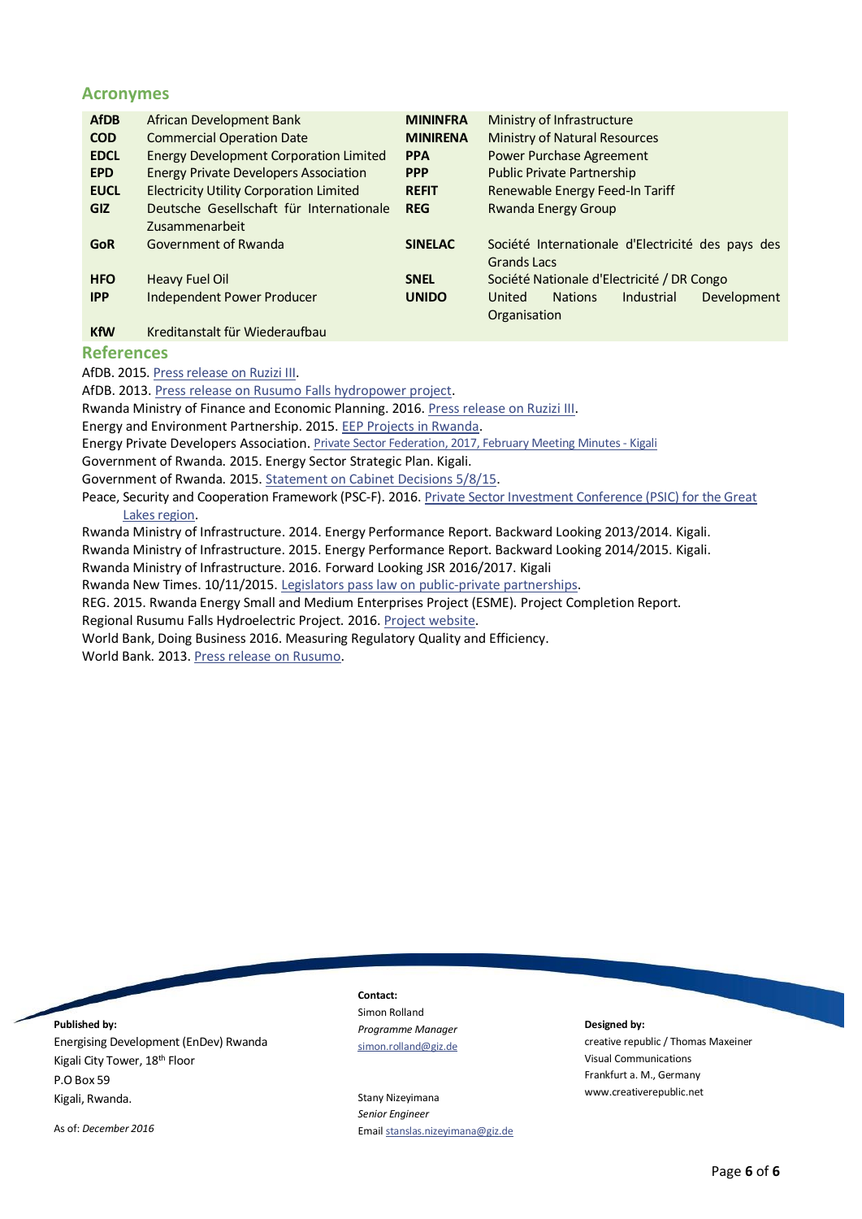## Acronymes

| | | | |
|---|---|---|---|
| **AfDB** | African Development Bank | **MININFRA** | Ministry of Infrastructure |
| **COD** | Commercial Operation Date | **MINIRENA** | Ministry of Natural Resources |
| **EDCL** | Energy Development Corporation Limited | **PPA** | Power Purchase Agreement |
| **EPD** | Energy Private Developers Association | **PPP** | Public Private Partnership |
| **EUCL** | Electricity Utility Corporation Limited | **REFIT** | Renewable Energy Feed-In Tariff |
| **GIZ** | Deutsche Gesellschaft für Internationale Zusammenarbeit | **REG** | Rwanda Energy Group |
| **GoR** | Government of Rwanda | **SINELAC** | Société Internationale d'Electricité des pays des Grands Lacs |
| **HFO** | Heavy Fuel Oil | **SNEL** | Société Nationale d'Electricité / DR Congo |
| **IPP** | Independent Power Producer | **UNIDO** | United Nations Industrial Development Organisation |
| **KfW** | Kreditanstalt für Wiederaufbau | | |

## References

AfDB. 2015. Press release on Ruzizi III.

AfDB. 2013. Press release on Rusumo Falls hydropower project.

Rwanda Ministry of Finance and Economic Planning. 2016. Press release on Ruzizi III.

Energy and Environment Partnership. 2015. EEP Projects in Rwanda.

Energy Private Developers Association. Private Sector Federation, 2017, February Meeting Minutes - Kigali

Government of Rwanda. 2015. Energy Sector Strategic Plan. Kigali.

Government of Rwanda. 2015. Statement on Cabinet Decisions 5/8/15.

Peace, Security and Cooperation Framework (PSC-F). 2016. Private Sector Investment Conference (PSIC) for the Great Lakes region.

Rwanda Ministry of Infrastructure. 2014. Energy Performance Report. Backward Looking 2013/2014. Kigali.

Rwanda Ministry of Infrastructure. 2015. Energy Performance Report. Backward Looking 2014/2015. Kigali.

Rwanda Ministry of Infrastructure. 2016. Forward Looking JSR 2016/2017. Kigali

Rwanda New Times. 10/11/2015. Legislators pass law on public-private partnerships.

REG. 2015. Rwanda Energy Small and Medium Enterprises Project (ESME). Project Completion Report.

Regional Rusumu Falls Hydroelectric Project. 2016. Project website.

World Bank, Doing Business 2016. Measuring Regulatory Quality and Efficiency.

World Bank. 2013. Press release on Rusumo.

**Published by:**
Energising Development (EnDev) Rwanda
Kigali City Tower, 18th Floor
P.O Box 59
Kigali, Rwanda.

As of: *December 2016*

**Contact:**
Simon Rolland
*Programme Manager*
simon.rolland@giz.de

Stany Nizeyimana
*Senior Engineer*
Email stanslas.nizeyimana@giz.de

**Designed by:**
creative republic / Thomas Maxeiner
Visual Communications
Frankfurt a. M., Germany
www.creativerepublic.net